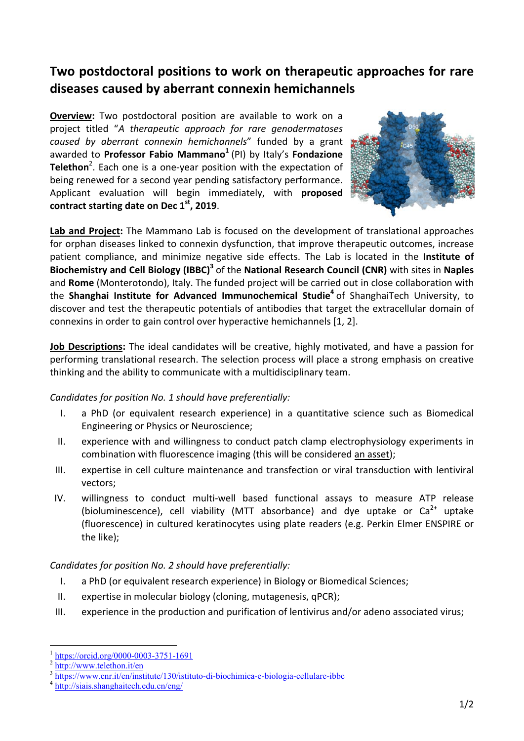# Two postdoctoral positions to work on therapeutic approaches for rare diseases caused by aberrant connexin hemichannels

**Overview:** Two postdoctoral position are available to work on a project titled "*A therapeutic approach for rare genodermatoses caused by aberrant connexin hemichannels*" funded by a grant awarded to **Professor Fabio Mammano**[1] (PI) by Italy's **Fondazione Telethon**[2]. Each one is a one-year position with the expectation of being renewed for a second year pending satisfactory performance. Applicant evaluation will begin immediately, with **proposed contract starting date on Dec 1st, 2019**.

**Lab and Project:** The Mammano Lab is focused on the development of translational approaches for orphan diseases linked to connexin dysfunction, that improve therapeutic outcomes, increase patient compliance, and minimize negative side effects. The Lab is located in the **Institute of Biochemistry and Cell Biology (IBBC)**[3] of the **National Research Council (CNR)** with sites in **Naples** and **Rome** (Monterotondo), Italy. The funded project will be carried out in close collaboration with the **Shanghai Institute for Advanced Immunochemical Studie**[4] of ShanghaiTech University, to discover and test the therapeutic potentials of antibodies that target the extracellular domain of connexins in order to gain control over hyperactive hemichannels [1, 2].

**Job Descriptions:** The ideal candidates will be creative, highly motivated, and have a passion for performing translational research. The selection process will place a strong emphasis on creative thinking and the ability to communicate with a multidisciplinary team.

*Candidates for position No. 1 should have preferentially:*

I. a PhD (or equivalent research experience) in a quantitative science such as Biomedical Engineering or Physics or Neuroscience;
II. experience with and willingness to conduct patch clamp electrophysiology experiments in combination with fluorescence imaging (this will be considered an asset);
III. expertise in cell culture maintenance and transfection or viral transduction with lentiviral vectors;
IV. willingness to conduct multi-well based functional assays to measure ATP release (bioluminescence), cell viability (MTT absorbance) and dye uptake or $Ca^{2+}$ uptake (fluorescence) in cultured keratinocytes using plate readers (e.g. Perkin Elmer ENSPIRE or the like);

*Candidates for position No. 2 should have preferentially:*

I. a PhD (or equivalent research experience) in Biology or Biomedical Sciences;
II. expertise in molecular biology (cloning, mutagenesis, qPCR);
III. experience in the production and purification of lentivirus and/or adeno associated virus;

---

[1] https://orcid.org/0000-0003-3751-1691
[2] http://www.telethon.it/en
[3] https://www.cnr.it/en/institute/130/istituto-di-biochimica-e-biologia-cellulare-ibbc
[4] http://siais.shanghaitech.edu.cn/eng/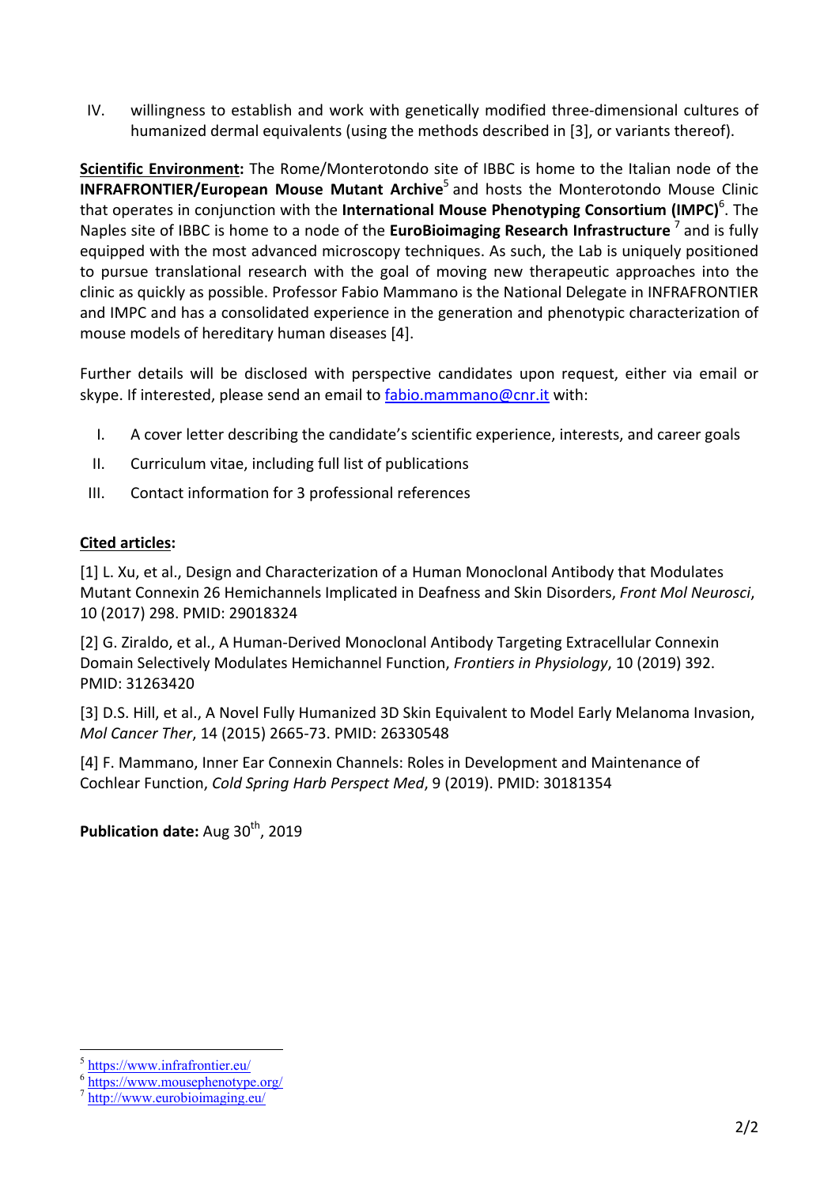IV. willingness to establish and work with genetically modified three-dimensional cultures of humanized dermal equivalents (using the methods described in [3], or variants thereof).

**Scientific Environment:** The Rome/Monterotondo site of IBBC is home to the Italian node of the **INFRAFRONTIER/European Mouse Mutant Archive**[5] and hosts the Monterotondo Mouse Clinic that operates in conjunction with the **International Mouse Phenotyping Consortium (IMPC)**[6]. The Naples site of IBBC is home to a node of the **EuroBioimaging Research Infrastructure**[7] and is fully equipped with the most advanced microscopy techniques. As such, the Lab is uniquely positioned to pursue translational research with the goal of moving new therapeutic approaches into the clinic as quickly as possible. Professor Fabio Mammano is the National Delegate in INFRAFRONTIER and IMPC and has a consolidated experience in the generation and phenotypic characterization of mouse models of hereditary human diseases [4].

Further details will be disclosed with perspective candidates upon request, either via email or skype. If interested, please send an email to fabio.mammano@cnr.it with:

I. A cover letter describing the candidate's scientific experience, interests, and career goals
II. Curriculum vitae, including full list of publications
III. Contact information for 3 professional references

**Cited articles:**

[1] L. Xu, et al., Design and Characterization of a Human Monoclonal Antibody that Modulates Mutant Connexin 26 Hemichannels Implicated in Deafness and Skin Disorders, *Front Mol Neurosci*, 10 (2017) 298. PMID: 29018324

[2] G. Ziraldo, et al., A Human-Derived Monoclonal Antibody Targeting Extracellular Connexin Domain Selectively Modulates Hemichannel Function, *Frontiers in Physiology*, 10 (2019) 392. PMID: 31263420

[3] D.S. Hill, et al., A Novel Fully Humanized 3D Skin Equivalent to Model Early Melanoma Invasion, *Mol Cancer Ther*, 14 (2015) 2665-73. PMID: 26330548

[4] F. Mammano, Inner Ear Connexin Channels: Roles in Development and Maintenance of Cochlear Function, *Cold Spring Harb Perspect Med*, 9 (2019). PMID: 30181354

**Publication date:** Aug 30th, 2019

---

[5] https://www.infrafrontier.eu/
[6] https://www.mousephenotype.org/
[7] http://www.eurobioimaging.eu/